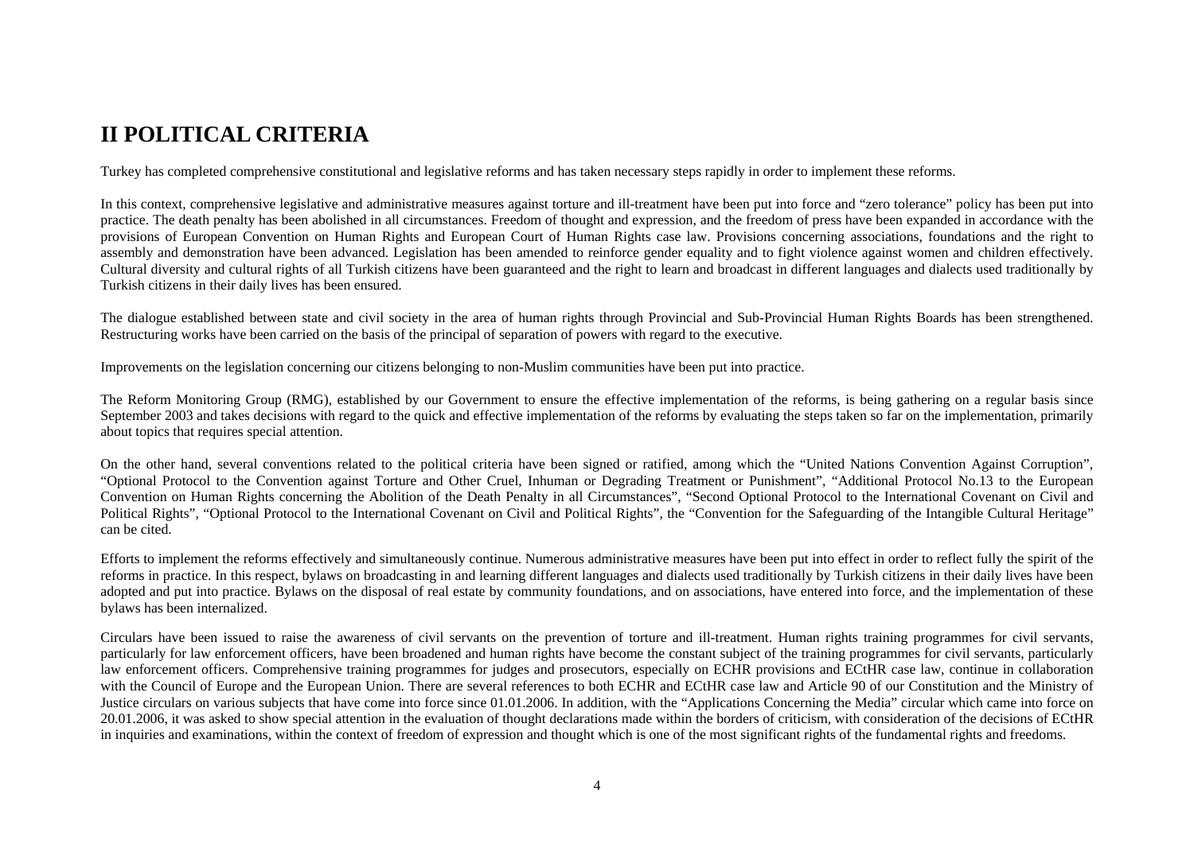# II POLITICAL CRITERIA

Turkey has completed comprehensive constitutional and legislative reforms and has taken necessary steps rapidly in order to implement these reforms.

In this context, comprehensive legislative and administrative measures against torture and ill-treatment have been put into force and "zero tolerance" policy has been put into practice. The death penalty has been abolished in all circumstances. Freedom of thought and expression, and the freedom of press have been expanded in accordance with the provisions of European Convention on Human Rights and European Court of Human Rights case law. Provisions concerning associations, foundations and the right to assembly and demonstration have been advanced. Legislation has been amended to reinforce gender equality and to fight violence against women and children effectively. Cultural diversity and cultural rights of all Turkish citizens have been guaranteed and the right to learn and broadcast in different languages and dialects used traditionally by Turkish citizens in their daily lives has been ensured.

The dialogue established between state and civil society in the area of human rights through Provincial and Sub-Provincial Human Rights Boards has been strengthened. Restructuring works have been carried on the basis of the principal of separation of powers with regard to the executive.

Improvements on the legislation concerning our citizens belonging to non-Muslim communities have been put into practice.

The Reform Monitoring Group (RMG), established by our Government to ensure the effective implementation of the reforms, is being gathering on a regular basis since September 2003 and takes decisions with regard to the quick and effective implementation of the reforms by evaluating the steps taken so far on the implementation, primarily about topics that requires special attention.

On the other hand, several conventions related to the political criteria have been signed or ratified, among which the "United Nations Convention Against Corruption", "Optional Protocol to the Convention against Torture and Other Cruel, Inhuman or Degrading Treatment or Punishment", "Additional Protocol No.13 to the European Convention on Human Rights concerning the Abolition of the Death Penalty in all Circumstances", "Second Optional Protocol to the International Covenant on Civil and Political Rights", "Optional Protocol to the International Covenant on Civil and Political Rights", the "Convention for the Safeguarding of the Intangible Cultural Heritage" can be cited.

Efforts to implement the reforms effectively and simultaneously continue. Numerous administrative measures have been put into effect in order to reflect fully the spirit of the reforms in practice. In this respect, bylaws on broadcasting in and learning different languages and dialects used traditionally by Turkish citizens in their daily lives have been adopted and put into practice. Bylaws on the disposal of real estate by community foundations, and on associations, have entered into force, and the implementation of these bylaws has been internalized.

Circulars have been issued to raise the awareness of civil servants on the prevention of torture and ill-treatment. Human rights training programmes for civil servants, particularly for law enforcement officers, have been broadened and human rights have become the constant subject of the training programmes for civil servants, particularly law enforcement officers. Comprehensive training programmes for judges and prosecutors, especially on ECHR provisions and ECtHR case law, continue in collaboration with the Council of Europe and the European Union. There are several references to both ECHR and ECtHR case law and Article 90 of our Constitution and the Ministry of Justice circulars on various subjects that have come into force since 01.01.2006. In addition, with the "Applications Concerning the Media" circular which came into force on 20.01.2006, it was asked to show special attention in the evaluation of thought declarations made within the borders of criticism, with consideration of the decisions of ECtHR in inquiries and examinations, within the context of freedom of expression and thought which is one of the most significant rights of the fundamental rights and freedoms.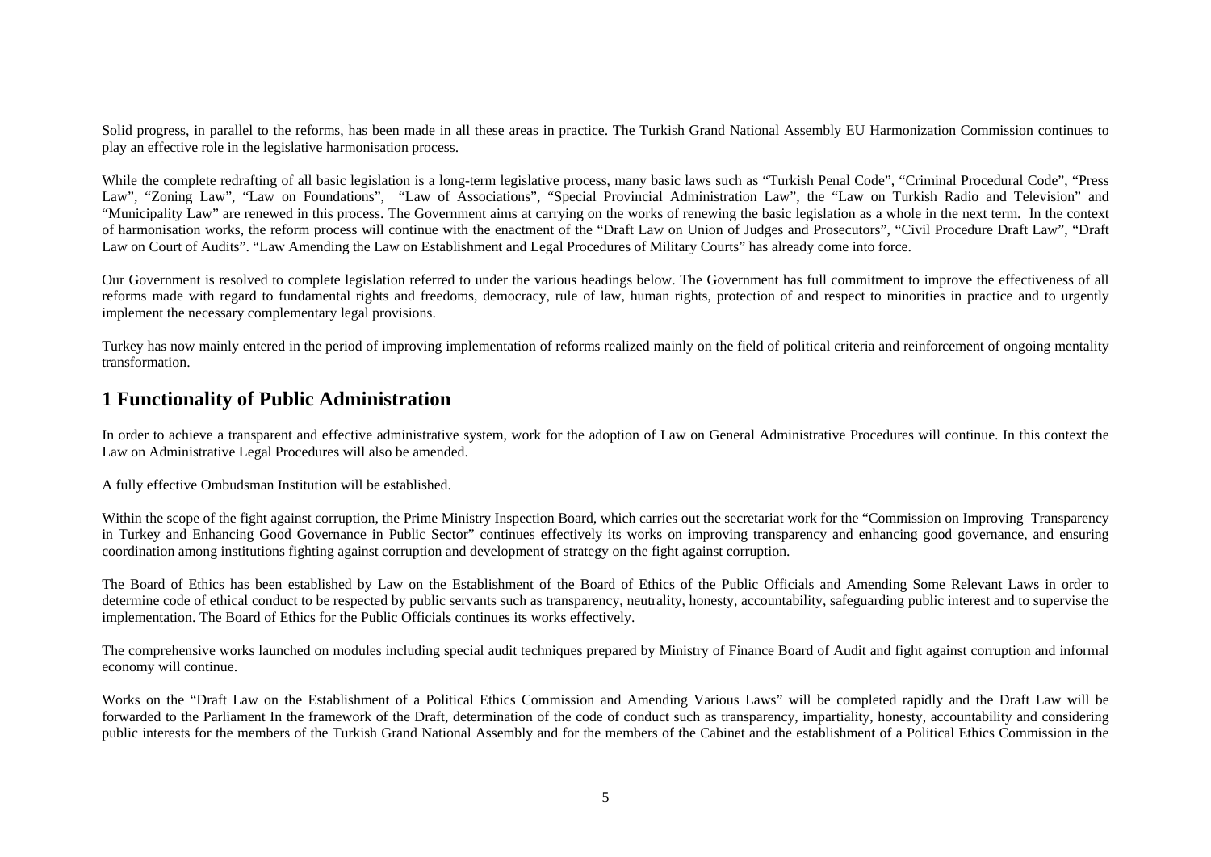Solid progress, in parallel to the reforms, has been made in all these areas in practice. The Turkish Grand National Assembly EU Harmonization Commission continues to play an effective role in the legislative harmonisation process.

While the complete redrafting of all basic legislation is a long-term legislative process, many basic laws such as "Turkish Penal Code", "Criminal Procedural Code", "Press Law", "Zoning Law", "Law on Foundations", "Law of Associations", "Special Provincial Administration Law", the "Law on Turkish Radio and Television" and "Municipality Law" are renewed in this process. The Government aims at carrying on the works of renewing the basic legislation as a whole in the next term. In the context of harmonisation works, the reform process will continue with the enactment of the "Draft Law on Union of Judges and Prosecutors", "Civil Procedure Draft Law", "Draft Law on Court of Audits". "Law Amending the Law on Establishment and Legal Procedures of Military Courts" has already come into force.

Our Government is resolved to complete legislation referred to under the various headings below. The Government has full commitment to improve the effectiveness of all reforms made with regard to fundamental rights and freedoms, democracy, rule of law, human rights, protection of and respect to minorities in practice and to urgently implement the necessary complementary legal provisions.

Turkey has now mainly entered in the period of improving implementation of reforms realized mainly on the field of political criteria and reinforcement of ongoing mentality transformation.

## 1 Functionality of Public Administration

In order to achieve a transparent and effective administrative system, work for the adoption of Law on General Administrative Procedures will continue. In this context the Law on Administrative Legal Procedures will also be amended.

A fully effective Ombudsman Institution will be established.

Within the scope of the fight against corruption, the Prime Ministry Inspection Board, which carries out the secretariat work for the "Commission on Improving Transparency in Turkey and Enhancing Good Governance in Public Sector" continues effectively its works on improving transparency and enhancing good governance, and ensuring coordination among institutions fighting against corruption and development of strategy on the fight against corruption.

The Board of Ethics has been established by Law on the Establishment of the Board of Ethics of the Public Officials and Amending Some Relevant Laws in order to determine code of ethical conduct to be respected by public servants such as transparency, neutrality, honesty, accountability, safeguarding public interest and to supervise the implementation. The Board of Ethics for the Public Officials continues its works effectively.

The comprehensive works launched on modules including special audit techniques prepared by Ministry of Finance Board of Audit and fight against corruption and informal economy will continue.

Works on the "Draft Law on the Establishment of a Political Ethics Commission and Amending Various Laws" will be completed rapidly and the Draft Law will be forwarded to the Parliament In the framework of the Draft, determination of the code of conduct such as transparency, impartiality, honesty, accountability and considering public interests for the members of the Turkish Grand National Assembly and for the members of the Cabinet and the establishment of a Political Ethics Commission in the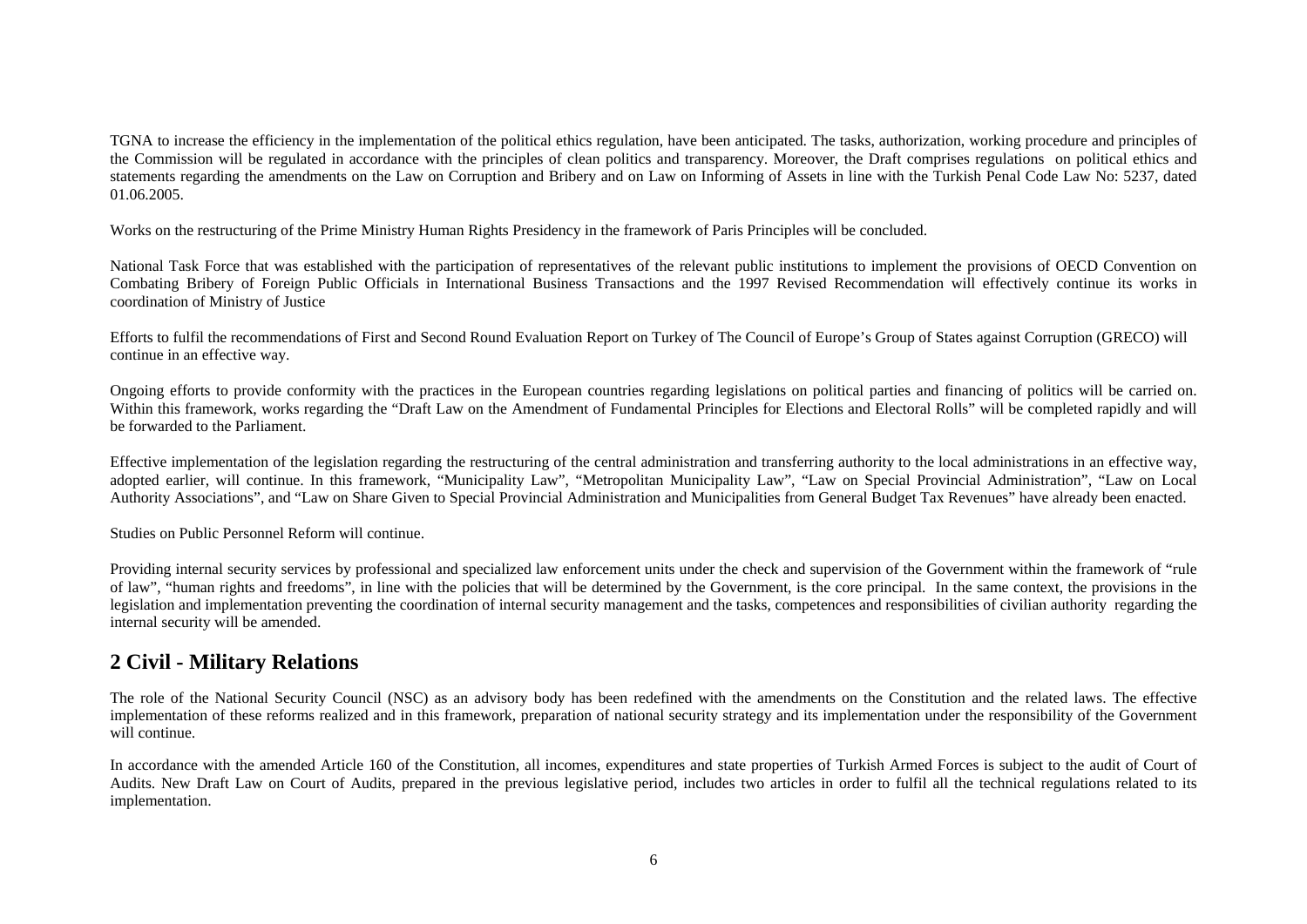TGNA to increase the efficiency in the implementation of the political ethics regulation, have been anticipated. The tasks, authorization, working procedure and principles of the Commission will be regulated in accordance with the principles of clean politics and transparency. Moreover, the Draft comprises regulations on political ethics and statements regarding the amendments on the Law on Corruption and Bribery and on Law on Informing of Assets in line with the Turkish Penal Code Law No: 5237, dated 01.06.2005.

Works on the restructuring of the Prime Ministry Human Rights Presidency in the framework of Paris Principles will be concluded.

National Task Force that was established with the participation of representatives of the relevant public institutions to implement the provisions of OECD Convention on Combating Bribery of Foreign Public Officials in International Business Transactions and the 1997 Revised Recommendation will effectively continue its works in coordination of Ministry of Justice

Efforts to fulfil the recommendations of First and Second Round Evaluation Report on Turkey of The Council of Europe's Group of States against Corruption (GRECO) will continue in an effective way.

Ongoing efforts to provide conformity with the practices in the European countries regarding legislations on political parties and financing of politics will be carried on. Within this framework, works regarding the "Draft Law on the Amendment of Fundamental Principles for Elections and Electoral Rolls" will be completed rapidly and will be forwarded to the Parliament.

Effective implementation of the legislation regarding the restructuring of the central administration and transferring authority to the local administrations in an effective way, adopted earlier, will continue. In this framework, "Municipality Law", "Metropolitan Municipality Law", "Law on Special Provincial Administration", "Law on Local Authority Associations", and "Law on Share Given to Special Provincial Administration and Municipalities from General Budget Tax Revenues" have already been enacted.

Studies on Public Personnel Reform will continue.

Providing internal security services by professional and specialized law enforcement units under the check and supervision of the Government within the framework of "rule of law", "human rights and freedoms", in line with the policies that will be determined by the Government, is the core principal. In the same context, the provisions in the legislation and implementation preventing the coordination of internal security management and the tasks, competences and responsibilities of civilian authority regarding the internal security will be amended.

## 2 Civil - Military Relations

The role of the National Security Council (NSC) as an advisory body has been redefined with the amendments on the Constitution and the related laws. The effective implementation of these reforms realized and in this framework, preparation of national security strategy and its implementation under the responsibility of the Government will continue.

In accordance with the amended Article 160 of the Constitution, all incomes, expenditures and state properties of Turkish Armed Forces is subject to the audit of Court of Audits. New Draft Law on Court of Audits, prepared in the previous legislative period, includes two articles in order to fulfil all the technical regulations related to its implementation.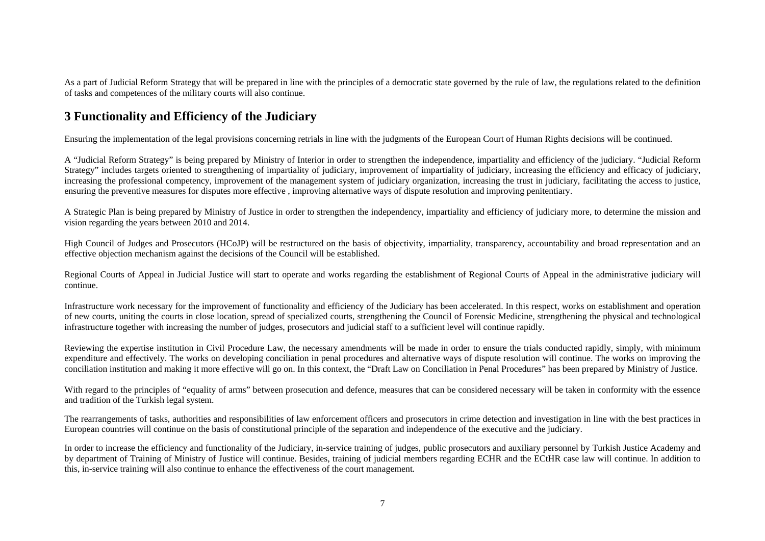As a part of Judicial Reform Strategy that will be prepared in line with the principles of a democratic state governed by the rule of law, the regulations related to the definition of tasks and competences of the military courts will also continue.

## 3 Functionality and Efficiency of the Judiciary

Ensuring the implementation of the legal provisions concerning retrials in line with the judgments of the European Court of Human Rights decisions will be continued.

A "Judicial Reform Strategy" is being prepared by Ministry of Interior in order to strengthen the independence, impartiality and efficiency of the judiciary. "Judicial Reform Strategy" includes targets oriented to strengthening of impartiality of judiciary, improvement of impartiality of judiciary, increasing the efficiency and efficacy of judiciary, increasing the professional competency, improvement of the management system of judiciary organization, increasing the trust in judiciary, facilitating the access to justice, ensuring the preventive measures for disputes more effective , improving alternative ways of dispute resolution and improving penitentiary.

A Strategic Plan is being prepared by Ministry of Justice in order to strengthen the independency, impartiality and efficiency of judiciary more, to determine the mission and vision regarding the years between 2010 and 2014.

High Council of Judges and Prosecutors (HCoJP) will be restructured on the basis of objectivity, impartiality, transparency, accountability and broad representation and an effective objection mechanism against the decisions of the Council will be established.

Regional Courts of Appeal in Judicial Justice will start to operate and works regarding the establishment of Regional Courts of Appeal in the administrative judiciary will continue.

Infrastructure work necessary for the improvement of functionality and efficiency of the Judiciary has been accelerated. In this respect, works on establishment and operation of new courts, uniting the courts in close location, spread of specialized courts, strengthening the Council of Forensic Medicine, strengthening the physical and technological infrastructure together with increasing the number of judges, prosecutors and judicial staff to a sufficient level will continue rapidly.

Reviewing the expertise institution in Civil Procedure Law, the necessary amendments will be made in order to ensure the trials conducted rapidly, simply, with minimum expenditure and effectively. The works on developing conciliation in penal procedures and alternative ways of dispute resolution will continue. The works on improving the conciliation institution and making it more effective will go on. In this context, the "Draft Law on Conciliation in Penal Procedures" has been prepared by Ministry of Justice.

With regard to the principles of "equality of arms" between prosecution and defence, measures that can be considered necessary will be taken in conformity with the essence and tradition of the Turkish legal system.

The rearrangements of tasks, authorities and responsibilities of law enforcement officers and prosecutors in crime detection and investigation in line with the best practices in European countries will continue on the basis of constitutional principle of the separation and independence of the executive and the judiciary.

In order to increase the efficiency and functionality of the Judiciary, in-service training of judges, public prosecutors and auxiliary personnel by Turkish Justice Academy and by department of Training of Ministry of Justice will continue. Besides, training of judicial members regarding ECHR and the ECtHR case law will continue. In addition to this, in-service training will also continue to enhance the effectiveness of the court management.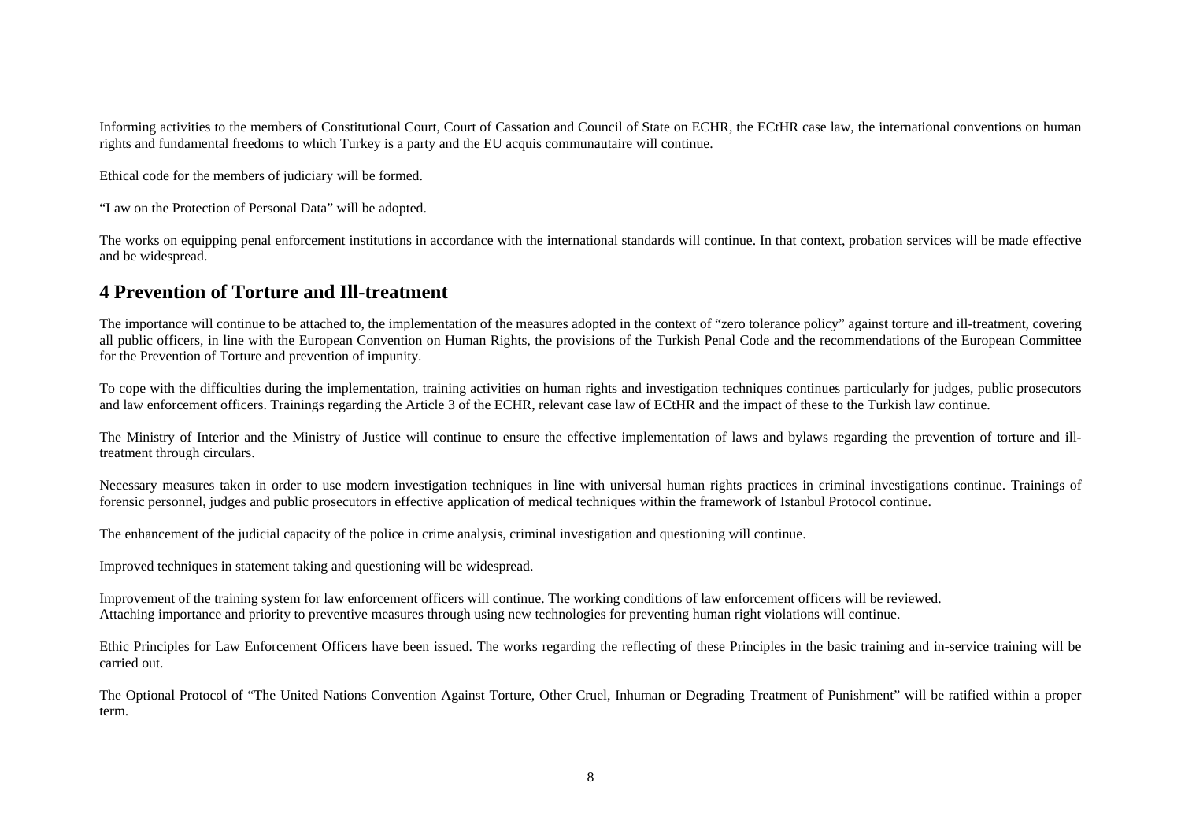Informing activities to the members of Constitutional Court, Court of Cassation and Council of State on ECHR, the ECtHR case law, the international conventions on human rights and fundamental freedoms to which Turkey is a party and the EU acquis communautaire will continue.

Ethical code for the members of judiciary will be formed.

"Law on the Protection of Personal Data" will be adopted.

The works on equipping penal enforcement institutions in accordance with the international standards will continue. In that context, probation services will be made effective and be widespread.

## 4 Prevention of Torture and Ill-treatment

The importance will continue to be attached to, the implementation of the measures adopted in the context of "zero tolerance policy" against torture and ill-treatment, covering all public officers, in line with the European Convention on Human Rights, the provisions of the Turkish Penal Code and the recommendations of the European Committee for the Prevention of Torture and prevention of impunity.

To cope with the difficulties during the implementation, training activities on human rights and investigation techniques continues particularly for judges, public prosecutors and law enforcement officers. Trainings regarding the Article 3 of the ECHR, relevant case law of ECtHR and the impact of these to the Turkish law continue.

The Ministry of Interior and the Ministry of Justice will continue to ensure the effective implementation of laws and bylaws regarding the prevention of torture and ill-treatment through circulars.

Necessary measures taken in order to use modern investigation techniques in line with universal human rights practices in criminal investigations continue. Trainings of forensic personnel, judges and public prosecutors in effective application of medical techniques within the framework of Istanbul Protocol continue.

The enhancement of the judicial capacity of the police in crime analysis, criminal investigation and questioning will continue.

Improved techniques in statement taking and questioning will be widespread.

Improvement of the training system for law enforcement officers will continue. The working conditions of law enforcement officers will be reviewed.
Attaching importance and priority to preventive measures through using new technologies for preventing human right violations will continue.

Ethic Principles for Law Enforcement Officers have been issued. The works regarding the reflecting of these Principles in the basic training and in-service training will be carried out.

The Optional Protocol of "The United Nations Convention Against Torture, Other Cruel, Inhuman or Degrading Treatment of Punishment" will be ratified within a proper term.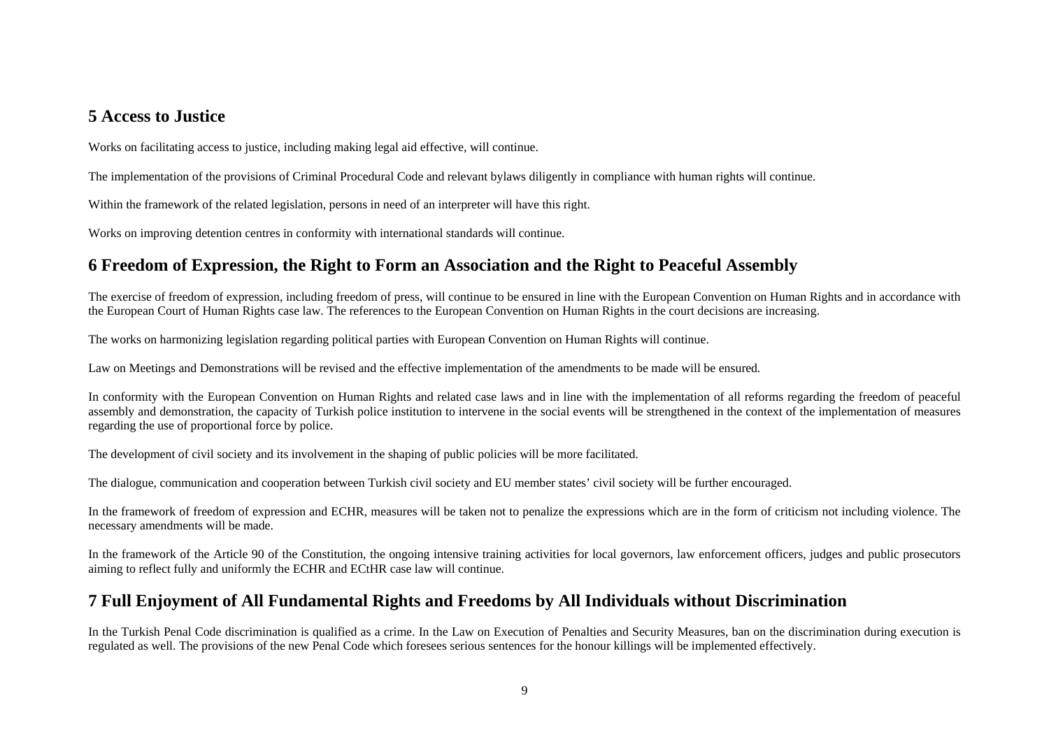## 5 Access to Justice

Works on facilitating access to justice, including making legal aid effective, will continue.

The implementation of the provisions of Criminal Procedural Code and relevant bylaws diligently in compliance with human rights will continue.

Within the framework of the related legislation, persons in need of an interpreter will have this right.

Works on improving detention centres in conformity with international standards will continue.

## 6 Freedom of Expression, the Right to Form an Association and the Right to Peaceful Assembly

The exercise of freedom of expression, including freedom of press, will continue to be ensured in line with the European Convention on Human Rights and in accordance with the European Court of Human Rights case law. The references to the European Convention on Human Rights in the court decisions are increasing.

The works on harmonizing legislation regarding political parties with European Convention on Human Rights will continue.

Law on Meetings and Demonstrations will be revised and the effective implementation of the amendments to be made will be ensured.

In conformity with the European Convention on Human Rights and related case laws and in line with the implementation of all reforms regarding the freedom of peaceful assembly and demonstration, the capacity of Turkish police institution to intervene in the social events will be strengthened in the context of the implementation of measures regarding the use of proportional force by police.

The development of civil society and its involvement in the shaping of public policies will be more facilitated.

The dialogue, communication and cooperation between Turkish civil society and EU member states' civil society will be further encouraged.

In the framework of freedom of expression and ECHR, measures will be taken not to penalize the expressions which are in the form of criticism not including violence. The necessary amendments will be made.

In the framework of the Article 90 of the Constitution, the ongoing intensive training activities for local governors, law enforcement officers, judges and public prosecutors aiming to reflect fully and uniformly the ECHR and ECtHR case law will continue.

## 7 Full Enjoyment of All Fundamental Rights and Freedoms by All Individuals without Discrimination

In the Turkish Penal Code discrimination is qualified as a crime. In the Law on Execution of Penalties and Security Measures, ban on the discrimination during execution is regulated as well. The provisions of the new Penal Code which foresees serious sentences for the honour killings will be implemented effectively.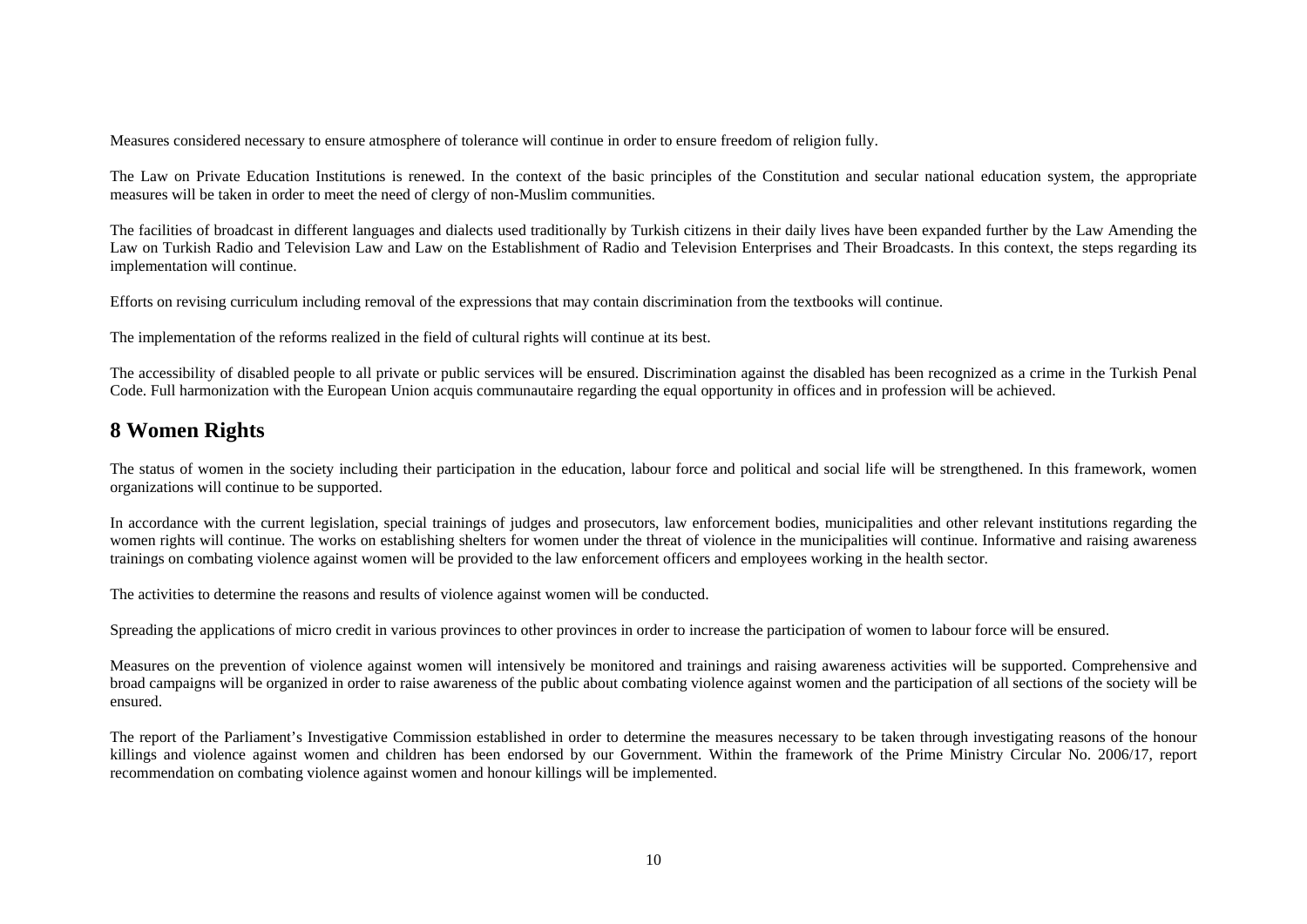Measures considered necessary to ensure atmosphere of tolerance will continue in order to ensure freedom of religion fully.

The Law on Private Education Institutions is renewed. In the context of the basic principles of the Constitution and secular national education system, the appropriate measures will be taken in order to meet the need of clergy of non-Muslim communities.

The facilities of broadcast in different languages and dialects used traditionally by Turkish citizens in their daily lives have been expanded further by the Law Amending the Law on Turkish Radio and Television Law and Law on the Establishment of Radio and Television Enterprises and Their Broadcasts. In this context, the steps regarding its implementation will continue.

Efforts on revising curriculum including removal of the expressions that may contain discrimination from the textbooks will continue.

The implementation of the reforms realized in the field of cultural rights will continue at its best.

The accessibility of disabled people to all private or public services will be ensured. Discrimination against the disabled has been recognized as a crime in the Turkish Penal Code. Full harmonization with the European Union acquis communautaire regarding the equal opportunity in offices and in profession will be achieved.

## 8 Women Rights

The status of women in the society including their participation in the education, labour force and political and social life will be strengthened. In this framework, women organizations will continue to be supported.

In accordance with the current legislation, special trainings of judges and prosecutors, law enforcement bodies, municipalities and other relevant institutions regarding the women rights will continue. The works on establishing shelters for women under the threat of violence in the municipalities will continue. Informative and raising awareness trainings on combating violence against women will be provided to the law enforcement officers and employees working in the health sector.

The activities to determine the reasons and results of violence against women will be conducted.

Spreading the applications of micro credit in various provinces to other provinces in order to increase the participation of women to labour force will be ensured.

Measures on the prevention of violence against women will intensively be monitored and trainings and raising awareness activities will be supported. Comprehensive and broad campaigns will be organized in order to raise awareness of the public about combating violence against women and the participation of all sections of the society will be ensured.

The report of the Parliament's Investigative Commission established in order to determine the measures necessary to be taken through investigating reasons of the honour killings and violence against women and children has been endorsed by our Government. Within the framework of the Prime Ministry Circular No. 2006/17, report recommendation on combating violence against women and honour killings will be implemented.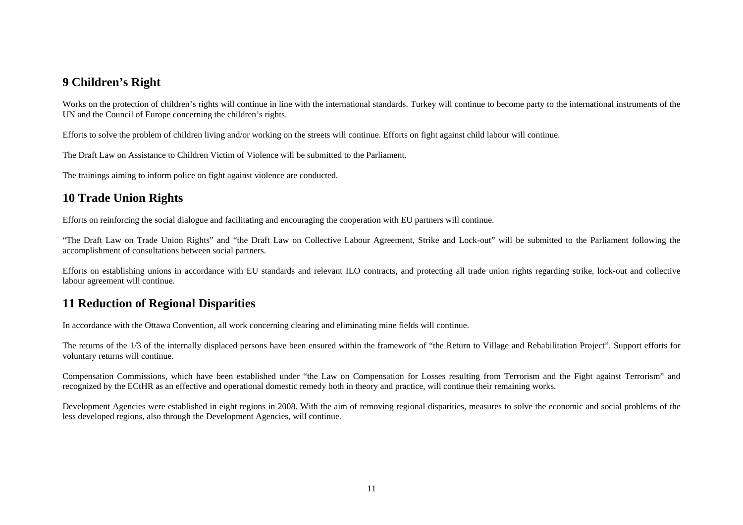## 9 Children’s Right

Works on the protection of children’s rights will continue in line with the international standards. Turkey will continue to become party to the international instruments of the UN and the Council of Europe concerning the children’s rights.

Efforts to solve the problem of children living and/or working on the streets will continue. Efforts on fight against child labour will continue.

The Draft Law on Assistance to Children Victim of Violence will be submitted to the Parliament.

The trainings aiming to inform police on fight against violence are conducted.

## 10 Trade Union Rights

Efforts on reinforcing the social dialogue and facilitating and encouraging the cooperation with EU partners will continue.

“The Draft Law on Trade Union Rights” and “the Draft Law on Collective Labour Agreement, Strike and Lock-out” will be submitted to the Parliament following the accomplishment of consultations between social partners.

Efforts on establishing unions in accordance with EU standards and relevant ILO contracts, and protecting all trade union rights regarding strike, lock-out and collective labour agreement will continue.

## 11 Reduction of Regional Disparities

In accordance with the Ottawa Convention, all work concerning clearing and eliminating mine fields will continue.

The returns of the 1/3 of the internally displaced persons have been ensured within the framework of “the Return to Village and Rehabilitation Project”. Support efforts for voluntary returns will continue.

Compensation Commissions, which have been established under “the Law on Compensation for Losses resulting from Terrorism and the Fight against Terrorism” and recognized by the ECtHR as an effective and operational domestic remedy both in theory and practice, will continue their remaining works.

Development Agencies were established in eight regions in 2008. With the aim of removing regional disparities, measures to solve the economic and social problems of the less developed regions, also through the Development Agencies, will continue.